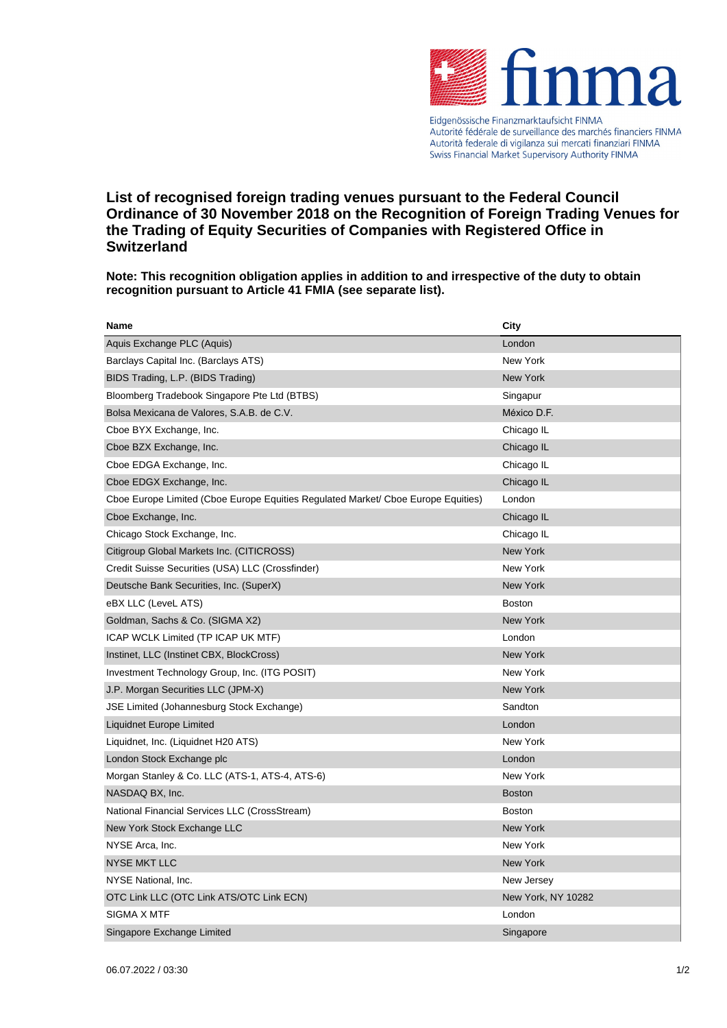Eidgenössische Finanzmarktaufsicht FINMA
Autorité fédérale de surveillance des marchés financiers FINMA
Autorità federale di vigilanza sui mercati finanziari FINMA
Swiss Financial Market Supervisory Authority FINMA

# List of recognised foreign trading venues pursuant to the Federal Council Ordinance of 30 November 2018 on the Recognition of Foreign Trading Venues for the Trading of Equity Securities of Companies with Registered Office in Switzerland

**Note: This recognition obligation applies in addition to and irrespective of the duty to obtain recognition pursuant to Article 41 FMIA (see separate list).**

| Name | City |
|---|---|
| Aquis Exchange PLC (Aquis) | London |
| Barclays Capital Inc. (Barclays ATS) | New York |
| BIDS Trading, L.P. (BIDS Trading) | New York |
| Bloomberg Tradebook Singapore Pte Ltd (BTBS) | Singapur |
| Bolsa Mexicana de Valores, S.A.B. de C.V. | México D.F. |
| Cboe BYX Exchange, Inc. | Chicago IL |
| Cboe BZX Exchange, Inc. | Chicago IL |
| Cboe EDGA Exchange, Inc. | Chicago IL |
| Cboe EDGX Exchange, Inc. | Chicago IL |
| Cboe Europe Limited (Cboe Europe Equities Regulated Market/ Cboe Europe Equities) | London |
| Cboe Exchange, Inc. | Chicago IL |
| Chicago Stock Exchange, Inc. | Chicago IL |
| Citigroup Global Markets Inc. (CITICROSS) | New York |
| Credit Suisse Securities (USA) LLC (Crossfinder) | New York |
| Deutsche Bank Securities, Inc. (SuperX) | New York |
| eBX LLC (LeveL ATS) | Boston |
| Goldman, Sachs & Co. (SIGMA X2) | New York |
| ICAP WCLK Limited (TP ICAP UK MTF) | London |
| Instinet, LLC (Instinet CBX, BlockCross) | New York |
| Investment Technology Group, Inc. (ITG POSIT) | New York |
| J.P. Morgan Securities LLC (JPM-X) | New York |
| JSE Limited (Johannesburg Stock Exchange) | Sandton |
| Liquidnet Europe Limited | London |
| Liquidnet, Inc. (Liquidnet H20 ATS) | New York |
| London Stock Exchange plc | London |
| Morgan Stanley & Co. LLC (ATS-1, ATS-4, ATS-6) | New York |
| NASDAQ BX, Inc. | Boston |
| National Financial Services LLC (CrossStream) | Boston |
| New York Stock Exchange LLC | New York |
| NYSE Arca, Inc. | New York |
| NYSE MKT LLC | New York |
| NYSE National, Inc. | New Jersey |
| OTC Link LLC (OTC Link ATS/OTC Link ECN) | New York, NY 10282 |
| SIGMA X MTF | London |
| Singapore Exchange Limited | Singapore |

06.07.2022 / 03:30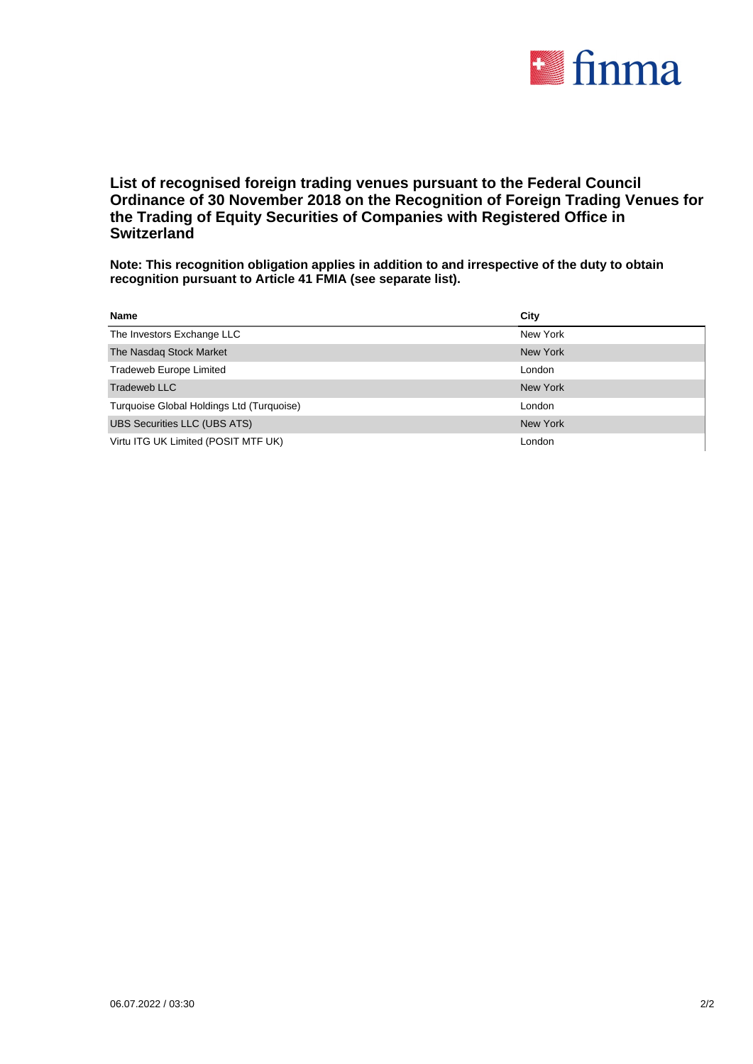# List of recognised foreign trading venues pursuant to the Federal Council Ordinance of 30 November 2018 on the Recognition of Foreign Trading Venues for the Trading of Equity Securities of Companies with Registered Office in Switzerland

**Note: This recognition obligation applies in addition to and irrespective of the duty to obtain recognition pursuant to Article 41 FMIA (see separate list).**

| Name | City |
| --- | --- |
| The Investors Exchange LLC | New York |
| The Nasdaq Stock Market | New York |
| Tradeweb Europe Limited | London |
| Tradeweb LLC | New York |
| Turquoise Global Holdings Ltd (Turquoise) | London |
| UBS Securities LLC (UBS ATS) | New York |
| Virtu ITG UK Limited (POSIT MTF UK) | London |

06.07.2022 / 03:30